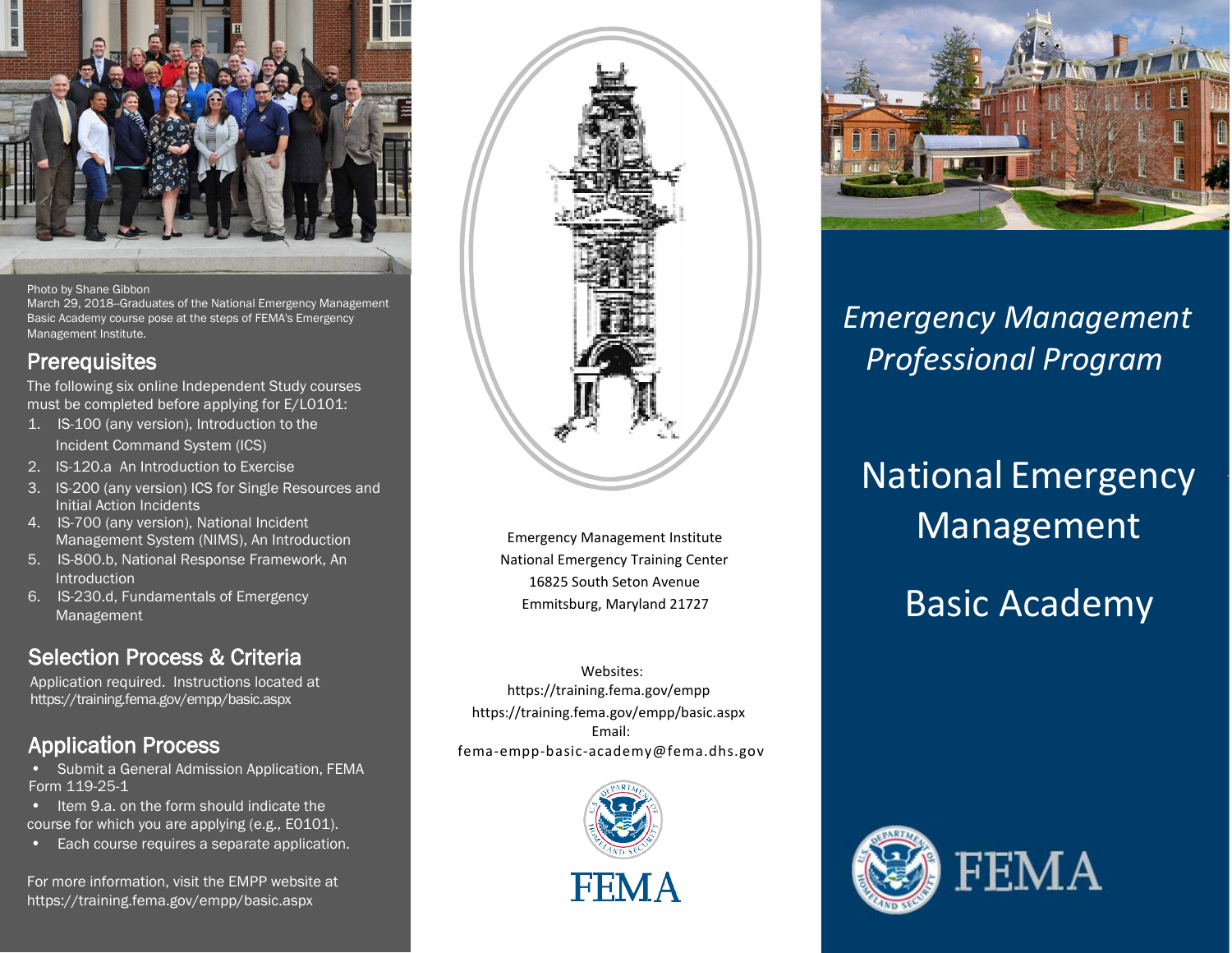Photo by Shane Gibbon
March 29, 2018–Graduates of the National Emergency Management Basic Academy course pose at the steps of FEMA's Emergency Management Institute.

## Prerequisites

The following six online Independent Study courses must be completed before applying for E/L0101:

1. IS-100 (any version), Introduction to the Incident Command System (ICS)
2. IS-120.a An Introduction to Exercise
3. IS-200 (any version) ICS for Single Resources and Initial Action Incidents
4. IS-700 (any version), National Incident Management System (NIMS), An Introduction
5. IS-800.b, National Response Framework, An Introduction
6. IS-230.d, Fundamentals of Emergency Management

## Selection Process & Criteria

Application required. Instructions located at https://training.fema.gov/empp/basic.aspx

## Application Process

- Submit a General Admission Application, FEMA Form 119-25-1
- Item 9.a. on the form should indicate the course for which you are applying (e.g., E0101).
- Each course requires a separate application.

For more information, visit the EMPP website at https://training.fema.gov/empp/basic.aspx

Emergency Management Institute
National Emergency Training Center
16825 South Seton Avenue
Emmitsburg, Maryland 21727

Websites:
https://training.fema.gov/empp
https://training.fema.gov/empp/basic.aspx
Email:
fema-empp-basic-academy@fema.dhs.gov

FEMA

*Emergency Management Professional Program*

# National Emergency Management

# Basic Academy

FEMA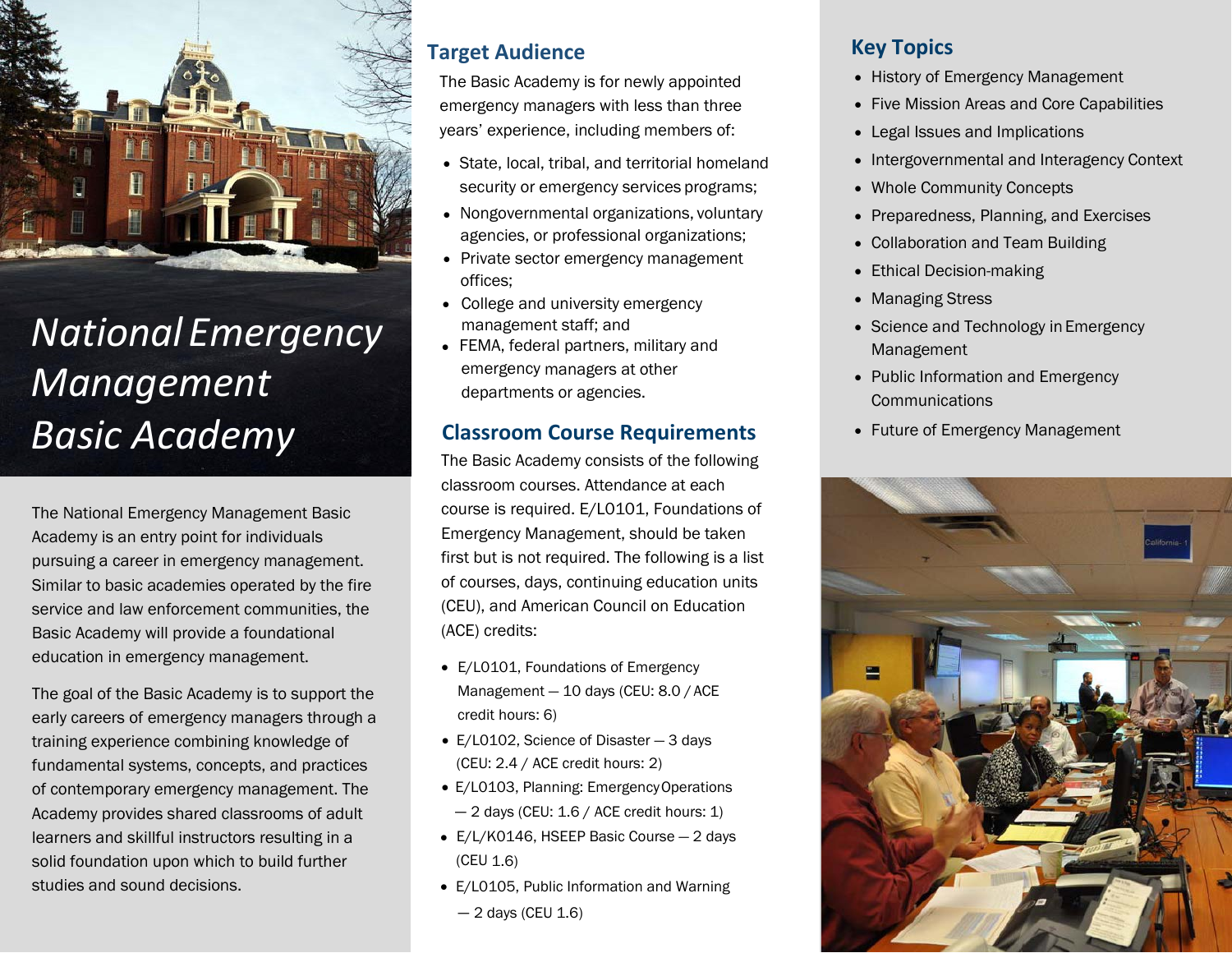# *National Emergency Management Basic Academy*

The National Emergency Management Basic Academy is an entry point for individuals pursuing a career in emergency management. Similar to basic academies operated by the fire service and law enforcement communities, the Basic Academy will provide a foundational education in emergency management.

The goal of the Basic Academy is to support the early careers of emergency managers through a training experience combining knowledge of fundamental systems, concepts, and practices of contemporary emergency management. The Academy provides shared classrooms of adult learners and skillful instructors resulting in a solid foundation upon which to build further studies and sound decisions.

## Target Audience

The Basic Academy is for newly appointed emergency managers with less than three years' experience, including members of:

- State, local, tribal, and territorial homeland security or emergency services programs;
- Nongovernmental organizations, voluntary agencies, or professional organizations;
- Private sector emergency management offices;
- College and university emergency management staff; and
- FEMA, federal partners, military and emergency managers at other departments or agencies.

## Classroom Course Requirements

The Basic Academy consists of the following classroom courses. Attendance at each course is required. E/L0101, Foundations of Emergency Management, should be taken first but is not required. The following is a list of courses, days, continuing education units (CEU), and American Council on Education (ACE) credits:

- E/L0101, Foundations of Emergency Management – 10 days (CEU: 8.0 / ACE credit hours: 6)
- E/L0102, Science of Disaster – 3 days (CEU: 2.4 / ACE credit hours: 2)
- E/L0103, Planning: Emergency Operations – 2 days (CEU: 1.6 / ACE credit hours: 1)
- E/L/K0146, HSEEP Basic Course – 2 days (CEU 1.6)
- E/L0105, Public Information and Warning – 2 days (CEU 1.6)

## Key Topics

- History of Emergency Management
- Five Mission Areas and Core Capabilities
- Legal Issues and Implications
- Intergovernmental and Interagency Context
- Whole Community Concepts
- Preparedness, Planning, and Exercises
- Collaboration and Team Building
- Ethical Decision-making
- Managing Stress
- Science and Technology in Emergency Management
- Public Information and Emergency Communications
- Future of Emergency Management